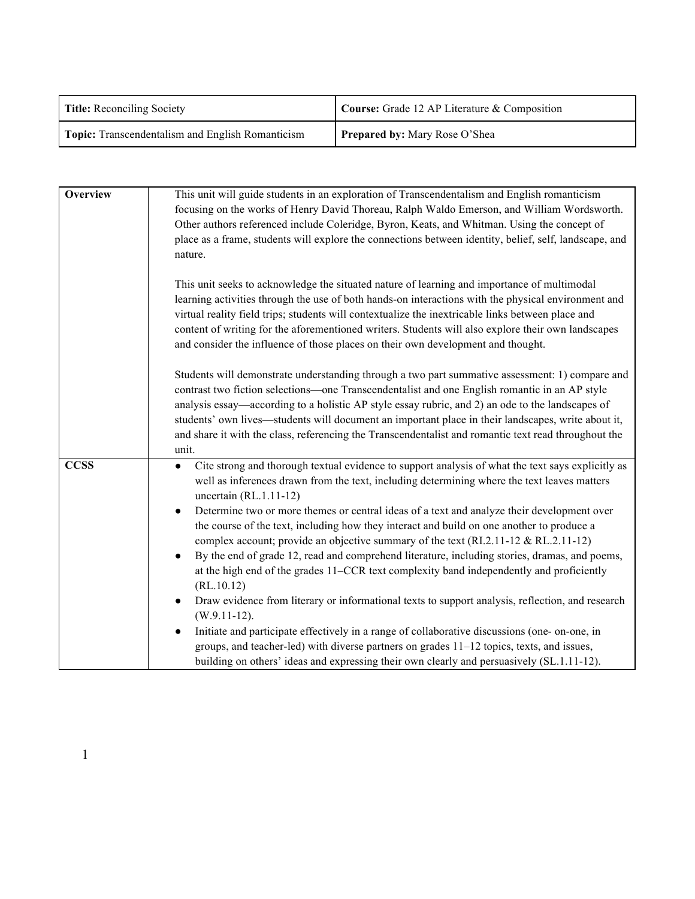| **Title:** Reconciling Society | **Course:** Grade 12 AP Literature & Composition |
|---|---|
| **Topic:** Transcendentalism and English Romanticism | **Prepared by:** Mary Rose O'Shea |

| | |
|---|---|
| **Overview** | This unit will guide students in an exploration of Transcendentalism and English romanticism focusing on the works of Henry David Thoreau, Ralph Waldo Emerson, and William Wordsworth. Other authors referenced include Coleridge, Byron, Keats, and Whitman. Using the concept of place as a frame, students will explore the connections between identity, belief, self, landscape, and nature.<br><br>This unit seeks to acknowledge the situated nature of learning and importance of multimodal learning activities through the use of both hands-on interactions with the physical environment and virtual reality field trips; students will contextualize the inextricable links between place and content of writing for the aforementioned writers. Students will also explore their own landscapes and consider the influence of those places on their own development and thought.<br><br>Students will demonstrate understanding through a two part summative assessment: 1) compare and contrast two fiction selections—one Transcendentalist and one English romantic in an AP style analysis essay—according to a holistic AP style essay rubric, and 2) an ode to the landscapes of students' own lives—students will document an important place in their landscapes, write about it, and share it with the class, referencing the Transcendentalist and romantic text read throughout the unit. |
| **CCSS** | • Cite strong and thorough textual evidence to support analysis of what the text says explicitly as well as inferences drawn from the text, including determining where the text leaves matters uncertain (RL.1.11-12)<br>• Determine two or more themes or central ideas of a text and analyze their development over the course of the text, including how they interact and build on one another to produce a complex account; provide an objective summary of the text (RI.2.11-12 & RL.2.11-12)<br>• By the end of grade 12, read and comprehend literature, including stories, dramas, and poems, at the high end of the grades 11–CCR text complexity band independently and proficiently (RL.10.12)<br>• Draw evidence from literary or informational texts to support analysis, reflection, and research (W.9.11-12).<br>• Initiate and participate effectively in a range of collaborative discussions (one- on-one, in groups, and teacher-led) with diverse partners on grades 11–12 topics, texts, and issues, building on others' ideas and expressing their own clearly and persuasively (SL.1.11-12). |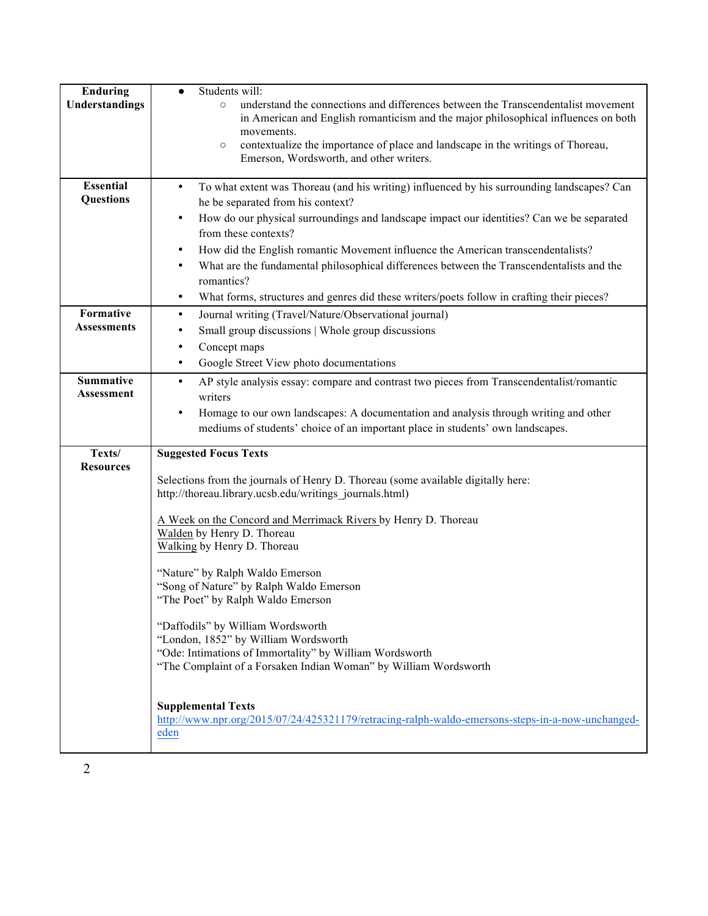| | |
|---|---|
| **Enduring Understandings** | ● Students will:<br>○ understand the connections and differences between the Transcendentalist movement in American and English romanticism and the major philosophical influences on both movements.<br>○ contextualize the importance of place and landscape in the writings of Thoreau, Emerson, Wordsworth, and other writers. |
| **Essential Questions** | • To what extent was Thoreau (and his writing) influenced by his surrounding landscapes? Can he be separated from his context?<br>• How do our physical surroundings and landscape impact our identities? Can we be separated from these contexts?<br>• How did the English romantic Movement influence the American transcendentalists?<br>• What are the fundamental philosophical differences between the Transcendentalists and the romantics?<br>• What forms, structures and genres did these writers/poets follow in crafting their pieces? |
| **Formative Assessments** | • Journal writing (Travel/Nature/Observational journal)<br>• Small group discussions \| Whole group discussions<br>• Concept maps<br>• Google Street View photo documentations |
| **Summative Assessment** | • AP style analysis essay: compare and contrast two pieces from Transcendentalist/romantic writers<br>• Homage to our own landscapes: A documentation and analysis through writing and other mediums of students' choice of an important place in students' own landscapes. |
| **Texts/ Resources** | **Suggested Focus Texts**<br><br>Selections from the journals of Henry D. Thoreau (some available digitally here: http://thoreau.library.ucsb.edu/writings_journals.html)<br><br><u>A Week on the Concord and Merrimack Rivers</u> by Henry D. Thoreau<br><u>Walden</u> by Henry D. Thoreau<br><u>Walking</u> by Henry D. Thoreau<br><br>"Nature" by Ralph Waldo Emerson<br>"Song of Nature" by Ralph Waldo Emerson<br>"The Poet" by Ralph Waldo Emerson<br><br>"Daffodils" by William Wordsworth<br>"London, 1852" by William Wordsworth<br>"Ode: Intimations of Immortality" by William Wordsworth<br>"The Complaint of a Forsaken Indian Woman" by William Wordsworth<br><br>**Supplemental Texts**<br>http://www.npr.org/2015/07/24/425321179/retracing-ralph-waldo-emersons-steps-in-a-now-unchanged-eden |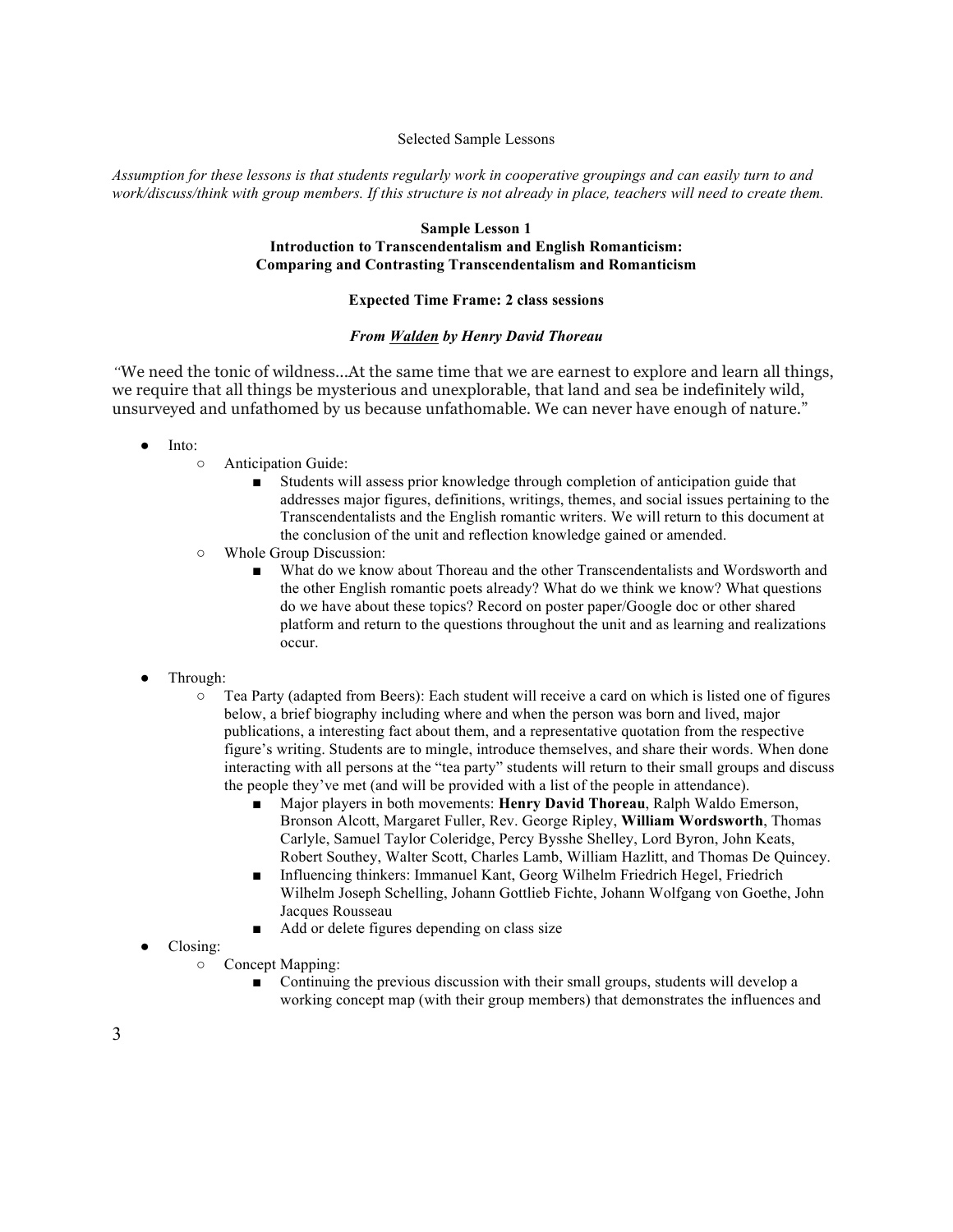Selected Sample Lessons

*Assumption for these lessons is that students regularly work in cooperative groupings and can easily turn to and work/discuss/think with group members. If this structure is not already in place, teachers will need to create them.*

## Sample Lesson 1
### Introduction to Transcendentalism and English Romanticism: Comparing and Contrasting Transcendentalism and Romanticism

**Expected Time Frame: 2 class sessions**

***From Walden by Henry David Thoreau***

*"*We need the tonic of wildness...At the same time that we are earnest to explore and learn all things, we require that all things be mysterious and unexplorable, that land and sea be indefinitely wild, unsurveyed and unfathomed by us because unfathomable. We can never have enough of nature."

- Into:
  - Anticipation Guide:
    - Students will assess prior knowledge through completion of anticipation guide that addresses major figures, definitions, writings, themes, and social issues pertaining to the Transcendentalists and the English romantic writers. We will return to this document at the conclusion of the unit and reflection knowledge gained or amended.
  - Whole Group Discussion:
    - What do we know about Thoreau and the other Transcendentalists and Wordsworth and the other English romantic poets already? What do we think we know? What questions do we have about these topics? Record on poster paper/Google doc or other shared platform and return to the questions throughout the unit and as learning and realizations occur.

- Through:
  - Tea Party (adapted from Beers): Each student will receive a card on which is listed one of figures below, a brief biography including where and when the person was born and lived, major publications, a interesting fact about them, and a representative quotation from the respective figure's writing. Students are to mingle, introduce themselves, and share their words. When done interacting with all persons at the "tea party" students will return to their small groups and discuss the people they've met (and will be provided with a list of the people in attendance).
    - Major players in both movements: **Henry David Thoreau**, Ralph Waldo Emerson, Bronson Alcott, Margaret Fuller, Rev. George Ripley, **William Wordsworth**, Thomas Carlyle, Samuel Taylor Coleridge, Percy Bysshe Shelley, Lord Byron, John Keats, Robert Southey, Walter Scott, Charles Lamb, William Hazlitt, and Thomas De Quincey.
    - Influencing thinkers: Immanuel Kant, Georg Wilhelm Friedrich Hegel, Friedrich Wilhelm Joseph Schelling, Johann Gottlieb Fichte, Johann Wolfgang von Goethe, John Jacques Rousseau
    - Add or delete figures depending on class size
- Closing:
  - Concept Mapping:
    - Continuing the previous discussion with their small groups, students will develop a working concept map (with their group members) that demonstrates the influences and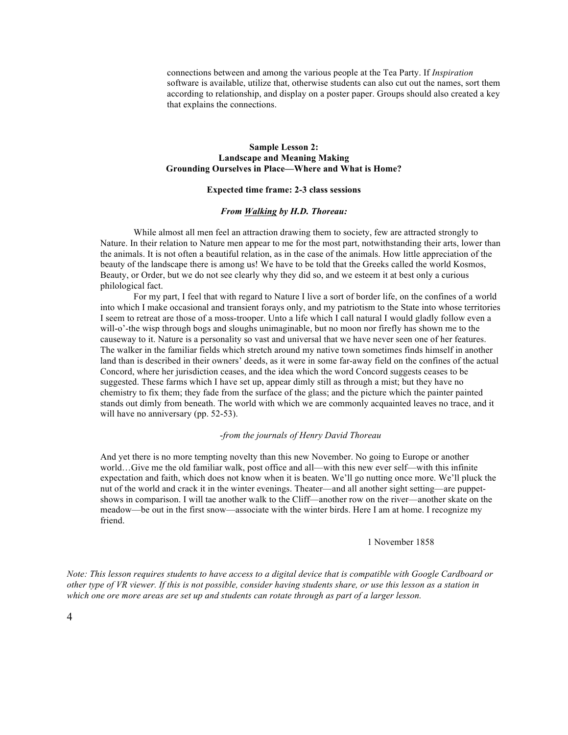connections between and among the various people at the Tea Party. If *Inspiration* software is available, utilize that, otherwise students can also cut out the names, sort them according to relationship, and display on a poster paper. Groups should also created a key that explains the connections.

### Sample Lesson 2:
### Landscape and Meaning Making
### Grounding Ourselves in Place—Where and What is Home?

**Expected time frame: 2-3 class sessions**

***From Walking by H.D. Thoreau:***

While almost all men feel an attraction drawing them to society, few are attracted strongly to Nature. In their relation to Nature men appear to me for the most part, notwithstanding their arts, lower than the animals. It is not often a beautiful relation, as in the case of the animals. How little appreciation of the beauty of the landscape there is among us! We have to be told that the Greeks called the world Kosmos, Beauty, or Order, but we do not see clearly why they did so, and we esteem it at best only a curious philological fact.

For my part, I feel that with regard to Nature I live a sort of border life, on the confines of a world into which I make occasional and transient forays only, and my patriotism to the State into whose territories I seem to retreat are those of a moss-trooper. Unto a life which I call natural I would gladly follow even a will-o'-the wisp through bogs and sloughs unimaginable, but no moon nor firefly has shown me to the causeway to it. Nature is a personality so vast and universal that we have never seen one of her features. The walker in the familiar fields which stretch around my native town sometimes finds himself in another land than is described in their owners' deeds, as it were in some far-away field on the confines of the actual Concord, where her jurisdiction ceases, and the idea which the word Concord suggests ceases to be suggested. These farms which I have set up, appear dimly still as through a mist; but they have no chemistry to fix them; they fade from the surface of the glass; and the picture which the painter painted stands out dimly from beneath. The world with which we are commonly acquainted leaves no trace, and it will have no anniversary (pp. 52-53).

*-from the journals of Henry David Thoreau*

And yet there is no more tempting novelty than this new November. No going to Europe or another world…Give me the old familiar walk, post office and all—with this new ever self—with this infinite expectation and faith, which does not know when it is beaten. We'll go nutting once more. We'll pluck the nut of the world and crack it in the winter evenings. Theater—and all another sight setting—are puppet-shows in comparison. I will tae another walk to the Cliff—another row on the river—another skate on the meadow—be out in the first snow—associate with the winter birds. Here I am at home. I recognize my friend.

1 November 1858

*Note: This lesson requires students to have access to a digital device that is compatible with Google Cardboard or other type of VR viewer. If this is not possible, consider having students share, or use this lesson as a station in which one ore more areas are set up and students can rotate through as part of a larger lesson.*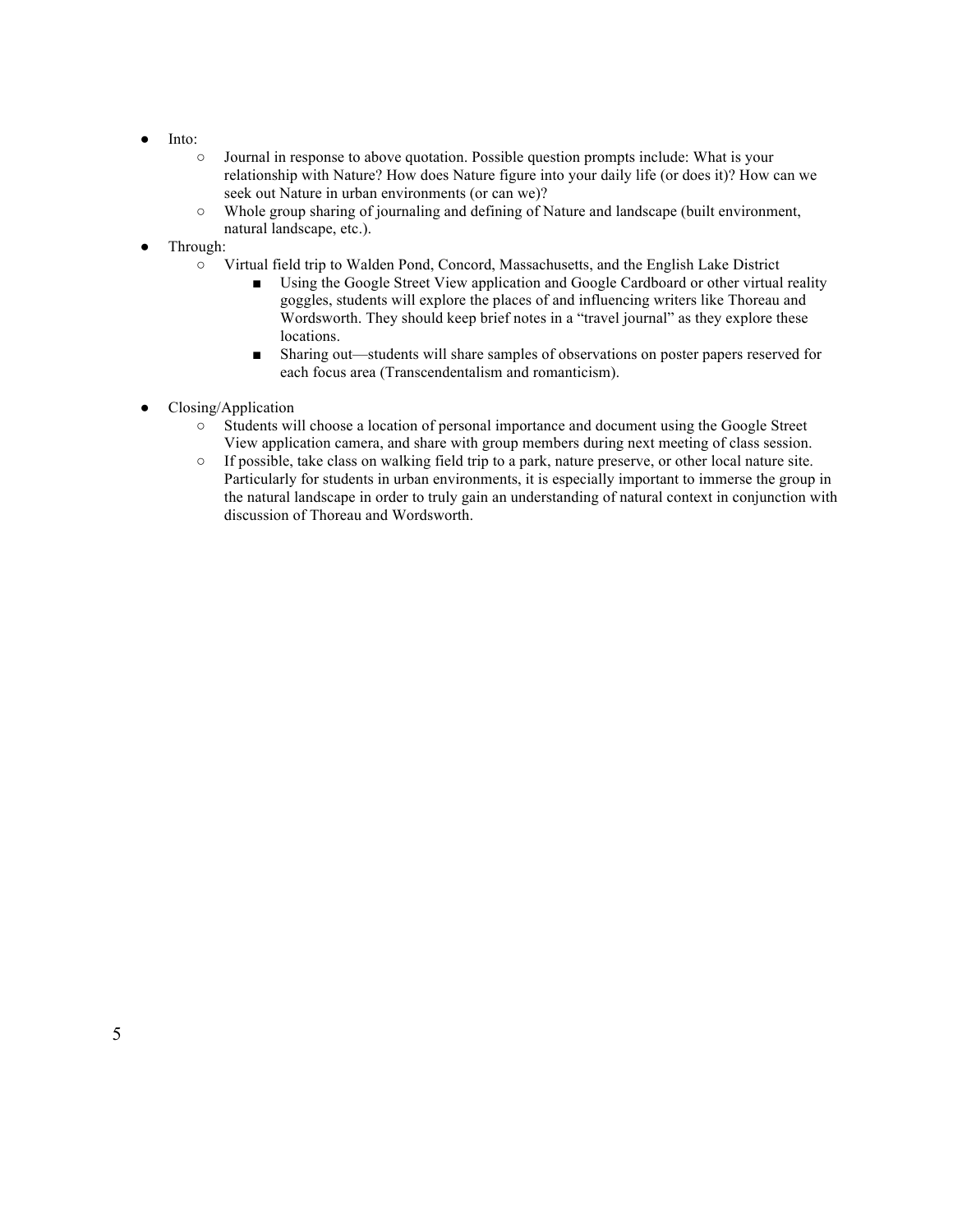- Into:
  - Journal in response to above quotation. Possible question prompts include: What is your relationship with Nature? How does Nature figure into your daily life (or does it)? How can we seek out Nature in urban environments (or can we)?
  - Whole group sharing of journaling and defining of Nature and landscape (built environment, natural landscape, etc.).
- Through:
  - Virtual field trip to Walden Pond, Concord, Massachusetts, and the English Lake District
    - Using the Google Street View application and Google Cardboard or other virtual reality goggles, students will explore the places of and influencing writers like Thoreau and Wordsworth. They should keep brief notes in a "travel journal" as they explore these locations.
    - Sharing out—students will share samples of observations on poster papers reserved for each focus area (Transcendentalism and romanticism).
- Closing/Application
  - Students will choose a location of personal importance and document using the Google Street View application camera, and share with group members during next meeting of class session.
  - If possible, take class on walking field trip to a park, nature preserve, or other local nature site. Particularly for students in urban environments, it is especially important to immerse the group in the natural landscape in order to truly gain an understanding of natural context in conjunction with discussion of Thoreau and Wordsworth.